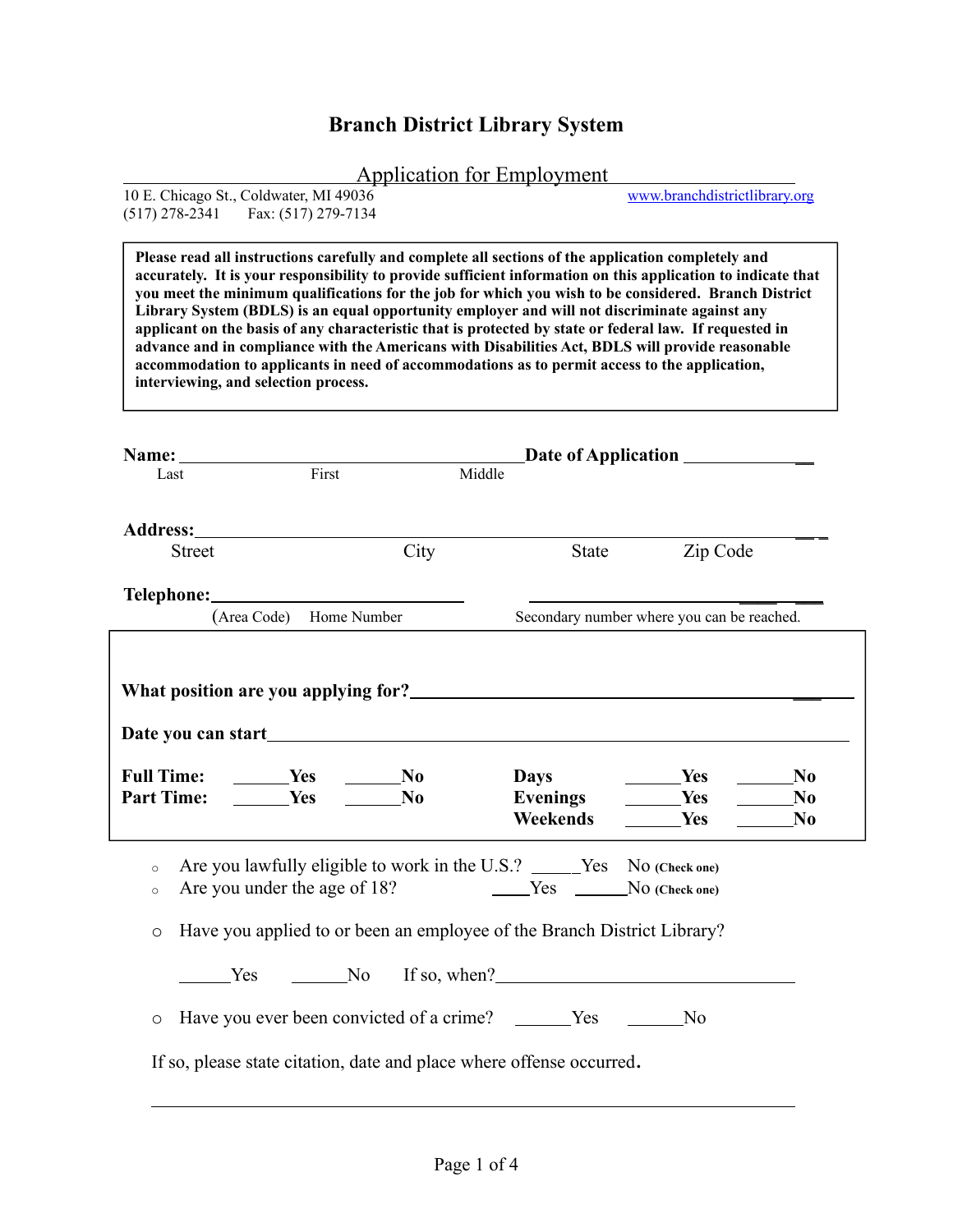# Branch District Library System

## Application for Employment

10 E. Chicago St., Coldwater, MI 49036 www.branchdistrictlibrary.org
(517) 278-2341 Fax: (517) 279-7134

**Please read all instructions carefully and complete all sections of the application completely and accurately. It is your responsibility to provide sufficient information on this application to indicate that you meet the minimum qualifications for the job for which you wish to be considered. Branch District Library System (BDLS) is an equal opportunity employer and will not discriminate against any applicant on the basis of any characteristic that is protected by state or federal law. If requested in advance and in compliance with the Americans with Disabilities Act, BDLS will provide reasonable accommodation to applicants in need of accommodations as to permit access to the application, interviewing, and selection process.**

**Name:** ________________________________________ **Date of Application** ______________
Last First Middle

**Address:** ____________________________________________________________________
Street City State Zip Code

**Telephone:** ____________________________ ____________________________
(Area Code) Home Number Secondary number where you can be reached.

**What position are you applying for?** ________________________________________________

**Date you can start** ________________________________________________________________

| | | | | | |
|---|---|---|---|---|---|
| **Full Time:** | ______**Yes** | ______**No** | **Days** | ______**Yes** | ______**No** |
| **Part Time:** | ______**Yes** | ______**No** | **Evenings** | ______**Yes** | ______**No** |
| | | | **Weekends** | ______**Yes** | ______**No** |

- Are you lawfully eligible to work in the U.S.? _____Yes No (Check one)
- Are you under the age of 18? ____Yes ______No (Check one)

- Have you applied to or been an employee of the Branch District Library?

  ______Yes ______No If so, when?________________________________

- Have you ever been convicted of a crime? ______Yes ______No

If so, please state citation, date and place where offense occurred.

________________________________________________________________________________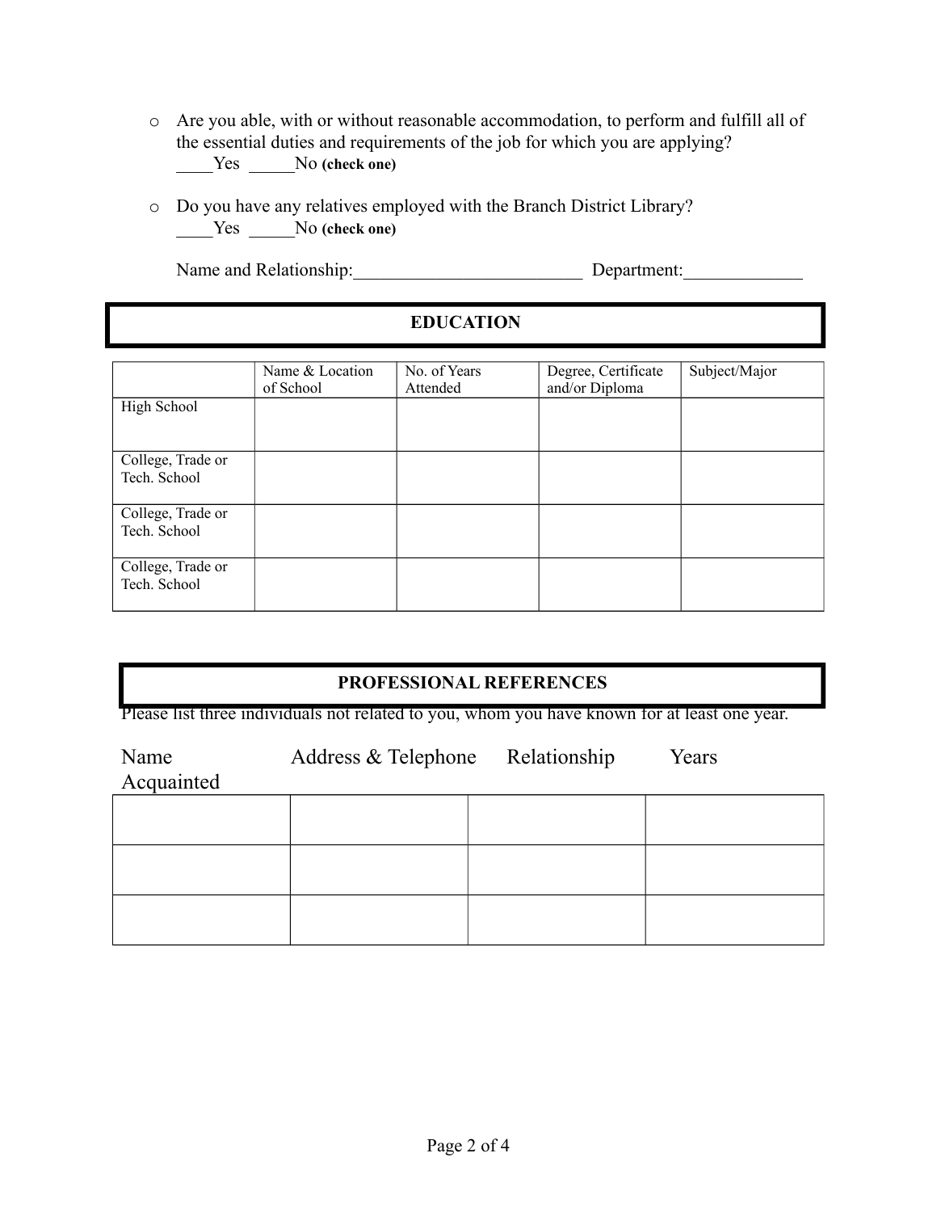- Are you able, with or without reasonable accommodation, to perform and fulfill all of the essential duties and requirements of the job for which you are applying?
  ____Yes _____No **(check one)**

- Do you have any relatives employed with the Branch District Library?
  ____Yes _____No **(check one)**

  Name and Relationship:_________________________ Department:_____________

## EDUCATION

| | Name & Location of School | No. of Years Attended | Degree, Certificate and/or Diploma | Subject/Major |
|---|---|---|---|---|
| High School | | | | |
| College, Trade or Tech. School | | | | |
| College, Trade or Tech. School | | | | |
| College, Trade or Tech. School | | | | |

## PROFESSIONAL REFERENCES

Please list three individuals not related to you, whom you have known for at least one year.

| Name | Address & Telephone | Relationship | Years Acquainted |
|---|---|---|---|
| | | | |
| | | | |
| | | | |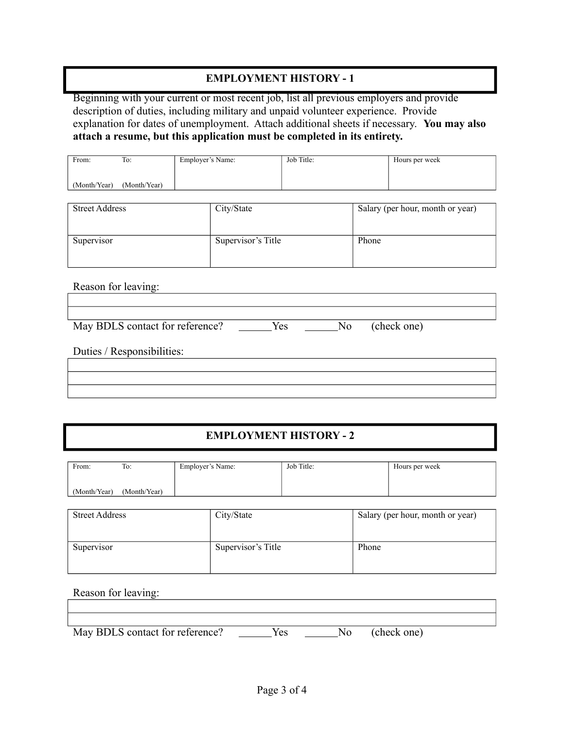## EMPLOYMENT HISTORY - 1

Beginning with your current or most recent job, list all previous employers and provide description of duties, including military and unpaid volunteer experience. Provide explanation for dates of unemployment. Attach additional sheets if necessary. **You may also attach a resume, but this application must be completed in its entirety.**

| From: (Month/Year) | To: (Month/Year) | Employer's Name: | Job Title: | Hours per week |
|---|---|---|---|---|
| | | | | |

| Street Address | City/State | Salary (per hour, month or year) |
|---|---|---|
| | | |
| **Supervisor** | **Supervisor's Title** | **Phone** |
| | | |

Reason for leaving:

| |
|---|
| |
| |

May BDLS contact for reference? ______Yes ______No (check one)

Duties / Responsibilities:

| |
|---|
| |
| |
| |

## EMPLOYMENT HISTORY - 2

| From: (Month/Year) | To: (Month/Year) | Employer's Name: | Job Title: | Hours per week |
|---|---|---|---|---|
| | | | | |

| Street Address | City/State | Salary (per hour, month or year) |
|---|---|---|
| | | |
| **Supervisor** | **Supervisor's Title** | **Phone** |
| | | |

Reason for leaving:

| |
|---|
| |
| |

May BDLS contact for reference? ______Yes ______No (check one)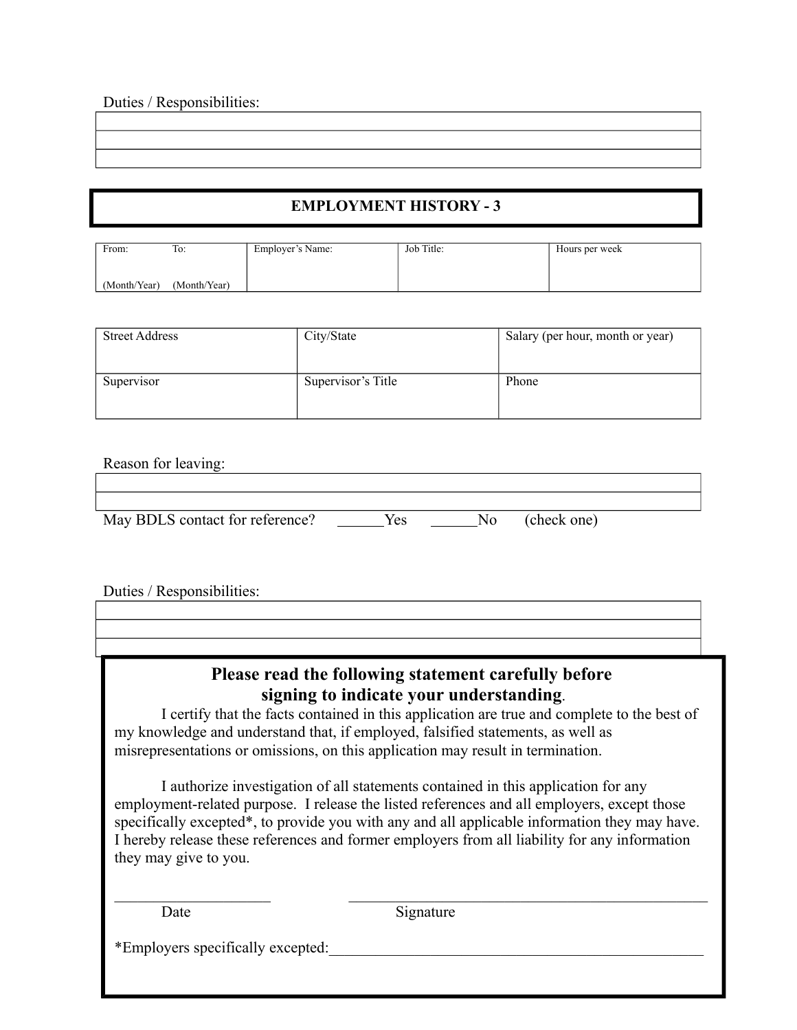Duties / Responsibilities:

| |
|---|
| |
| |
| |

**EMPLOYMENT HISTORY - 3**

| From: (Month/Year) | To: (Month/Year) | Employer's Name: | Job Title: | Hours per week |
|---|---|---|---|---|
| | | | | |

| Street Address | City/State | Salary (per hour, month or year) |
|---|---|---|
| | | |
| Supervisor | Supervisor's Title | Phone |
| | | |

Reason for leaving:

| |
|---|
| |
| |

May BDLS contact for reference? ______Yes ______No (check one)

Duties / Responsibilities:

| |
|---|
| |
| |
| |

**Please read the following statement carefully before signing to indicate your understanding.**

I certify that the facts contained in this application are true and complete to the best of my knowledge and understand that, if employed, falsified statements, as well as misrepresentations or omissions, on this application may result in termination.

I authorize investigation of all statements contained in this application for any employment-related purpose. I release the listed references and all employers, except those specifically excepted*, to provide you with any and all applicable information they may have. I hereby release these references and former employers from all liability for any information they may give to you.

_____________________ Date

_______________________________________________ Signature

*Employers specifically excepted:_______________________________________________